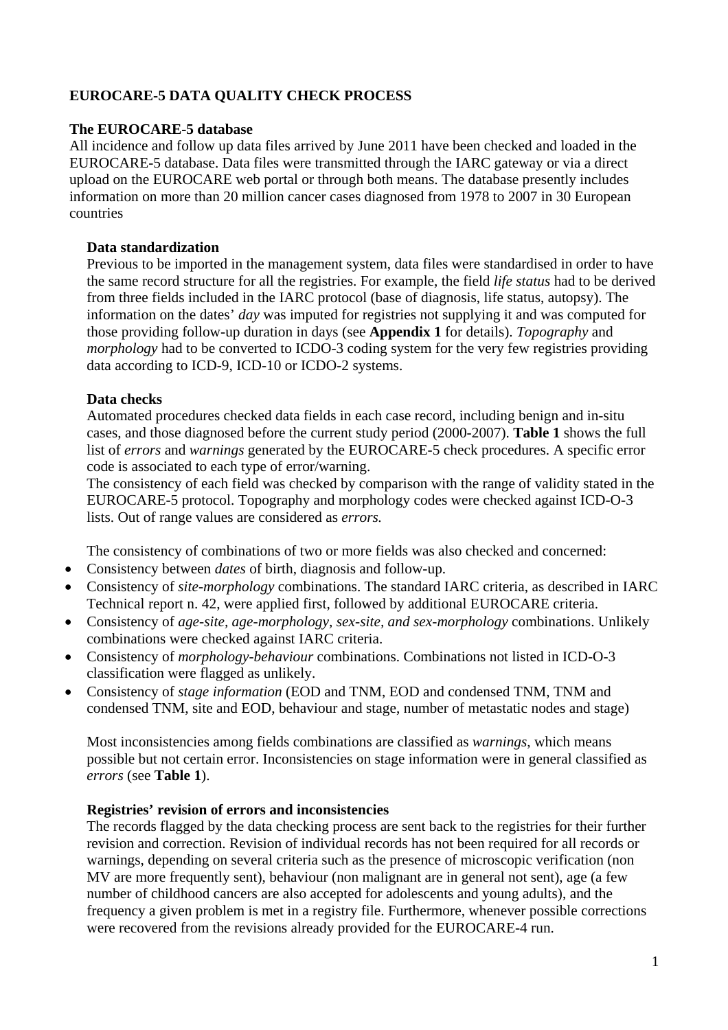# EUROCARE-5 DATA QUALITY CHECK PROCESS

## The EUROCARE-5 database

All incidence and follow up data files arrived by June 2011 have been checked and loaded in the EUROCARE-5 database. Data files were transmitted through the IARC gateway or via a direct upload on the EUROCARE web portal or through both means. The database presently includes information on more than 20 million cancer cases diagnosed from 1978 to 2007 in 30 European countries

### Data standardization

Previous to be imported in the management system, data files were standardised in order to have the same record structure for all the registries. For example, the field *life status* had to be derived from three fields included in the IARC protocol (base of diagnosis, life status, autopsy). The information on the dates' *day* was imputed for registries not supplying it and was computed for those providing follow-up duration in days (see **Appendix 1** for details). *Topography* and *morphology* had to be converted to ICDO-3 coding system for the very few registries providing data according to ICD-9, ICD-10 or ICDO-2 systems.

### Data checks

Automated procedures checked data fields in each case record, including benign and in-situ cases, and those diagnosed before the current study period (2000-2007). **Table 1** shows the full list of *errors* and *warnings* generated by the EUROCARE-5 check procedures. A specific error code is associated to each type of error/warning.

The consistency of each field was checked by comparison with the range of validity stated in the EUROCARE-5 protocol. Topography and morphology codes were checked against ICD-O-3 lists. Out of range values are considered as *errors.*

The consistency of combinations of two or more fields was also checked and concerned:

- Consistency between *dates* of birth, diagnosis and follow-up.
- Consistency of *site-morphology* combinations. The standard IARC criteria, as described in IARC Technical report n. 42, were applied first, followed by additional EUROCARE criteria.
- Consistency of *age-site, age-morphology, sex-site, and sex-morphology* combinations. Unlikely combinations were checked against IARC criteria.
- Consistency of *morphology-behaviour* combinations. Combinations not listed in ICD-O-3 classification were flagged as unlikely.
- Consistency of *stage information* (EOD and TNM, EOD and condensed TNM, TNM and condensed TNM, site and EOD, behaviour and stage, number of metastatic nodes and stage)

Most inconsistencies among fields combinations are classified as *warnings*, which means possible but not certain error. Inconsistencies on stage information were in general classified as *errors* (see **Table 1**).

### Registries' revision of errors and inconsistencies

The records flagged by the data checking process are sent back to the registries for their further revision and correction. Revision of individual records has not been required for all records or warnings, depending on several criteria such as the presence of microscopic verification (non MV are more frequently sent), behaviour (non malignant are in general not sent), age (a few number of childhood cancers are also accepted for adolescents and young adults), and the frequency a given problem is met in a registry file. Furthermore, whenever possible corrections were recovered from the revisions already provided for the EUROCARE-4 run.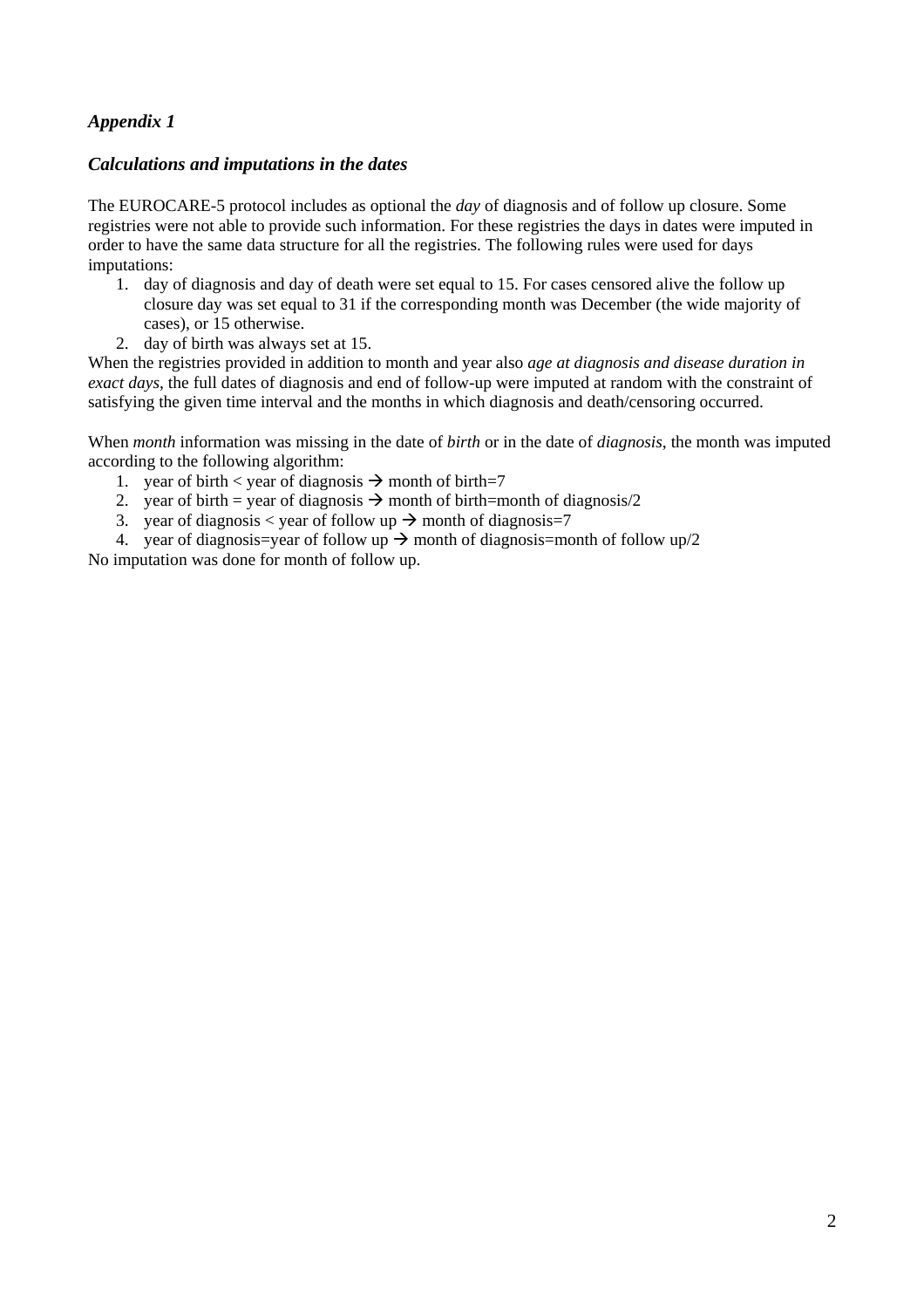## *Appendix 1*

### *Calculations and imputations in the dates*

The EUROCARE-5 protocol includes as optional the *day* of diagnosis and of follow up closure. Some registries were not able to provide such information. For these registries the days in dates were imputed in order to have the same data structure for all the registries. The following rules were used for days imputations:

1. day of diagnosis and day of death were set equal to 15. For cases censored alive the follow up closure day was set equal to 31 if the corresponding month was December (the wide majority of cases), or 15 otherwise.
2. day of birth was always set at 15.

When the registries provided in addition to month and year also *age at diagnosis and disease duration in exact days*, the full dates of diagnosis and end of follow-up were imputed at random with the constraint of satisfying the given time interval and the months in which diagnosis and death/censoring occurred.

When *month* information was missing in the date of *birth* or in the date of *diagnosis*, the month was imputed according to the following algorithm:

1. year of birth < year of diagnosis → month of birth=7
2. year of birth = year of diagnosis → month of birth=month of diagnosis/2
3. year of diagnosis < year of follow up → month of diagnosis=7
4. year of diagnosis=year of follow up → month of diagnosis=month of follow up/2

No imputation was done for month of follow up.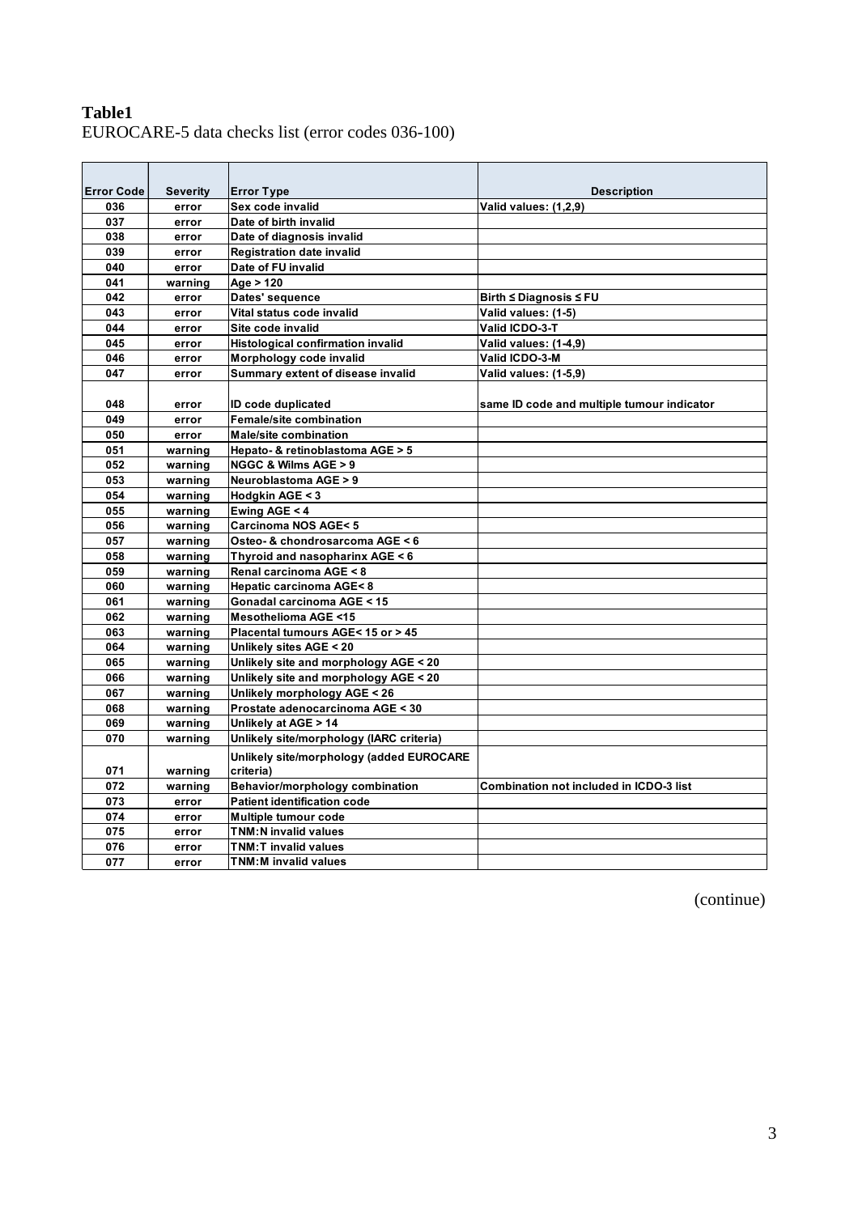**Table1**
EUROCARE-5 data checks list (error codes 036-100)

| Error Code | Severity | Error Type | Description |
|---|---|---|---|
| 036 | error | Sex code invalid | Valid values: (1,2,9) |
| 037 | error | Date of birth invalid | |
| 038 | error | Date of diagnosis invalid | |
| 039 | error | Registration date invalid | |
| 040 | error | Date of FU invalid | |
| 041 | warning | Age > 120 | |
| 042 | error | Dates' sequence | Birth ≤ Diagnosis ≤ FU |
| 043 | error | Vital status code invalid | Valid values: (1-5) |
| 044 | error | Site code invalid | Valid ICDO-3-T |
| 045 | error | Histological confirmation invalid | Valid values: (1-4,9) |
| 046 | error | Morphology code invalid | Valid ICDO-3-M |
| 047 | error | Summary extent of disease invalid | Valid values: (1-5,9) |
| 048 | error | ID code duplicated | same ID code and multiple tumour indicator |
| 049 | error | Female/site combination | |
| 050 | error | Male/site combination | |
| 051 | warning | Hepato- & retinoblastoma AGE > 5 | |
| 052 | warning | NGGC & Wilms AGE > 9 | |
| 053 | warning | Neuroblastoma AGE > 9 | |
| 054 | warning | Hodgkin AGE < 3 | |
| 055 | warning | Ewing AGE < 4 | |
| 056 | warning | Carcinoma NOS AGE< 5 | |
| 057 | warning | Osteo- & chondrosarcoma AGE < 6 | |
| 058 | warning | Thyroid and nasopharinx AGE < 6 | |
| 059 | warning | Renal carcinoma AGE < 8 | |
| 060 | warning | Hepatic carcinoma AGE< 8 | |
| 061 | warning | Gonadal carcinoma AGE < 15 | |
| 062 | warning | Mesothelioma AGE <15 | |
| 063 | warning | Placental tumours AGE< 15 or > 45 | |
| 064 | warning | Unlikely sites AGE < 20 | |
| 065 | warning | Unlikely site and morphology AGE < 20 | |
| 066 | warning | Unlikely site and morphology AGE < 20 | |
| 067 | warning | Unlikely morphology AGE < 26 | |
| 068 | warning | Prostate adenocarcinoma AGE < 30 | |
| 069 | warning | Unlikely at AGE > 14 | |
| 070 | warning | Unlikely site/morphology (IARC criteria) | |
| 071 | warning | Unlikely site/morphology (added EUROCARE criteria) | |
| 072 | warning | Behavior/morphology combination | Combination not included in ICDO-3 list |
| 073 | error | Patient identification code | |
| 074 | error | Multiple tumour code | |
| 075 | error | TNM:N invalid values | |
| 076 | error | TNM:T invalid values | |
| 077 | error | TNM:M invalid values | |

(continue)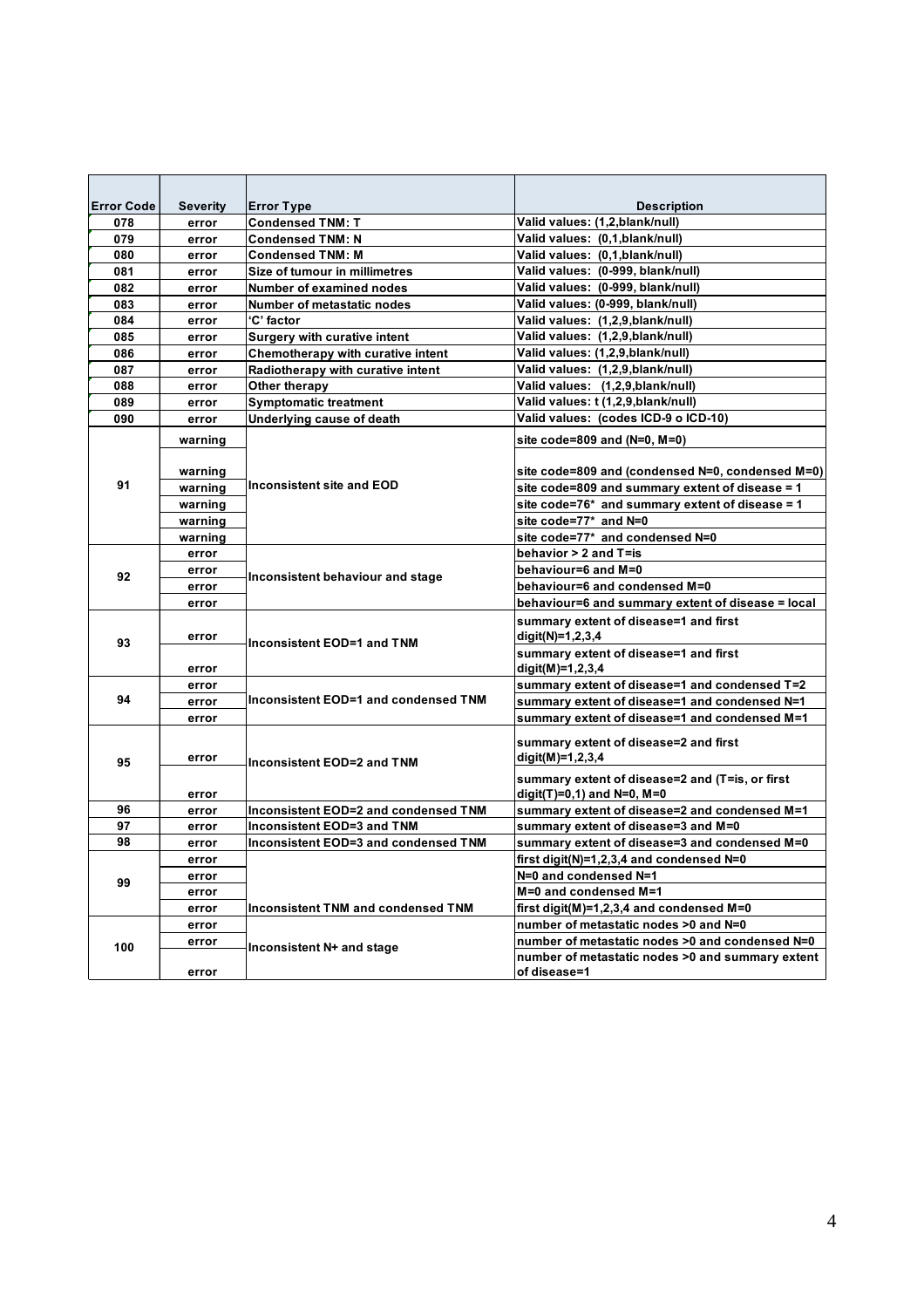| Error Code | Severity | Error Type | Description |
|---|---|---|---|
| 078 | error | Condensed TNM: T | Valid values: (1,2,blank/null) |
| 079 | error | Condensed TNM: N | Valid values: (0,1,blank/null) |
| 080 | error | Condensed TNM: M | Valid values: (0,1,blank/null) |
| 081 | error | Size of tumour in millimetres | Valid values: (0-999, blank/null) |
| 082 | error | Number of examined nodes | Valid values: (0-999, blank/null) |
| 083 | error | Number of metastatic nodes | Valid values: (0-999, blank/null) |
| 084 | error | 'C' factor | Valid values: (1,2,9,blank/null) |
| 085 | error | Surgery with curative intent | Valid values: (1,2,9,blank/null) |
| 086 | error | Chemotherapy with curative intent | Valid values: (1,2,9,blank/null) |
| 087 | error | Radiotherapy with curative intent | Valid values: (1,2,9,blank/null) |
| 088 | error | Other therapy | Valid values: (1,2,9,blank/null) |
| 089 | error | Symptomatic treatment | Valid values: t (1,2,9,blank/null) |
| 090 | error | Underlying cause of death | Valid values: (codes ICD-9 o ICD-10) |
| 91 | warning | Inconsistent site and EOD | site code=809 and (N=0, M=0) |
| | warning | | site code=809 and (condensed N=0, condensed M=0) |
| | warning | | site code=809 and summary extent of disease = 1 |
| | warning | | site code=76* and summary extent of disease = 1 |
| | warning | | site code=77* and N=0 |
| | warning | | site code=77* and condensed N=0 |
| 92 | error | Inconsistent behaviour and stage | behavior > 2 and T=is |
| | error | | behaviour=6 and M=0 |
| | error | | behaviour=6 and condensed M=0 |
| | error | | behaviour=6 and summary extent of disease = local |
| 93 | error | Inconsistent EOD=1 and TNM | summary extent of disease=1 and first digit(N)=1,2,3,4 |
| | error | | summary extent of disease=1 and first digit(M)=1,2,3,4 |
| 94 | error | Inconsistent EOD=1 and condensed TNM | summary extent of disease=1 and condensed T=2 |
| | error | | summary extent of disease=1 and condensed N=1 |
| | error | | summary extent of disease=1 and condensed M=1 |
| 95 | error | Inconsistent EOD=2 and TNM | summary extent of disease=2 and first digit(M)=1,2,3,4 |
| | error | | summary extent of disease=2 and (T=is, or first digit(T)=0,1) and N=0, M=0 |
| 96 | error | Inconsistent EOD=2 and condensed TNM | summary extent of disease=2 and condensed M=1 |
| 97 | error | Inconsistent EOD=3 and TNM | summary extent of disease=3 and M=0 |
| 98 | error | Inconsistent EOD=3 and condensed TNM | summary extent of disease=3 and condensed M=0 |
| 99 | error | Inconsistent TNM and condensed TNM | first digit(N)=1,2,3,4 and condensed N=0 |
| | error | | N=0 and condensed N=1 |
| | error | | M=0 and condensed M=1 |
| | error | | first digit(M)=1,2,3,4 and condensed M=0 |
| 100 | error | Inconsistent N+ and stage | number of metastatic nodes >0 and N=0 |
| | error | | number of metastatic nodes >0 and condensed N=0 |
| | error | | number of metastatic nodes >0 and summary extent of disease=1 |